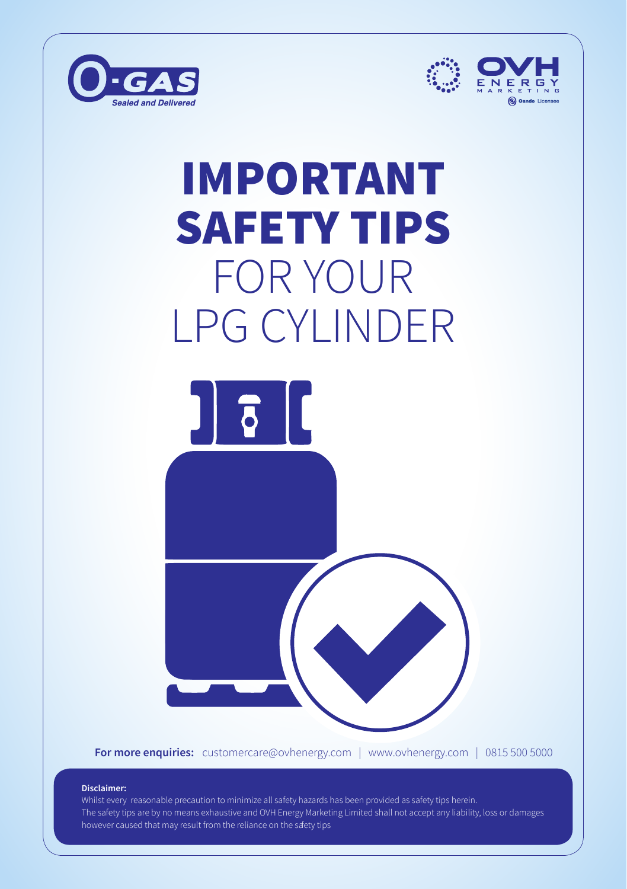O-GAS *Sealed and Delivered*

OVH ENERGY MARKETING — Oando Licensee

# IMPORTANT SAFETY TIPS FOR YOUR LPG CYLINDER

**For more enquiries:** customercare@ovhenergy.com | www.ovhenergy.com | 0815 500 5000

**Disclaimer:**
Whilst every reasonable precaution to minimize all safety hazards has been provided as safety tips herein. The safety tips are by no means exhaustive and OVH Energy Marketing Limited shall not accept any liability, loss or damages however caused that may result from the reliance on the safety tips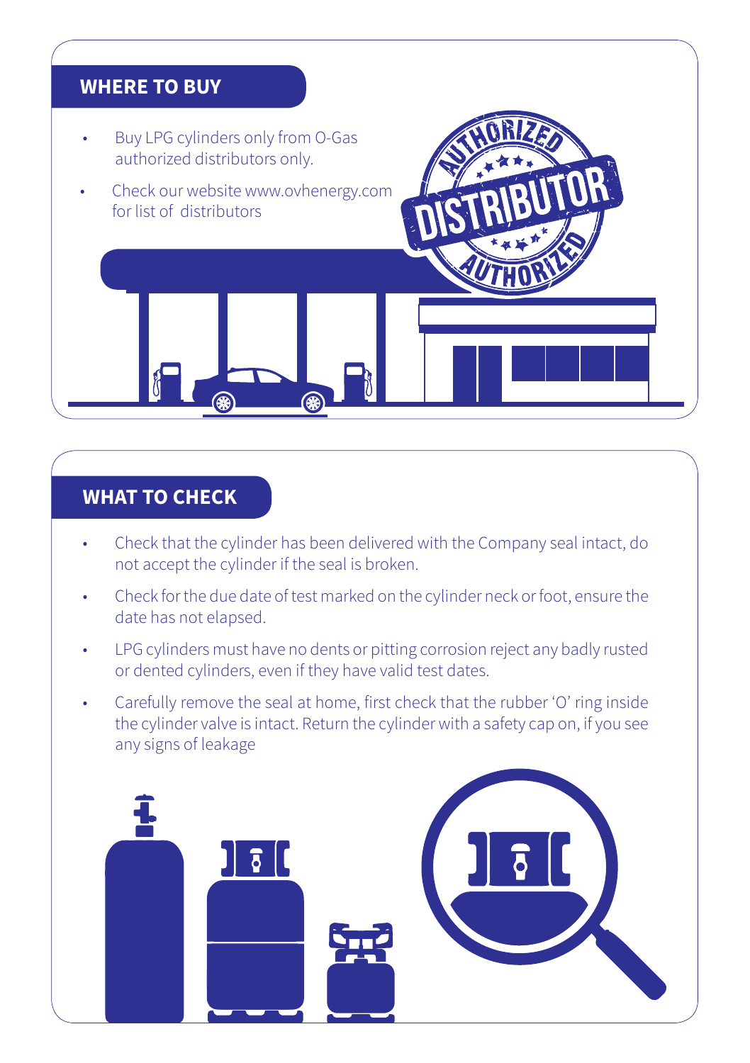## WHERE TO BUY

- Buy LPG cylinders only from O-Gas authorized distributors only.
- Check our website www.ovhenergy.com for list of distributors

## WHAT TO CHECK

- Check that the cylinder has been delivered with the Company seal intact, do not accept the cylinder if the seal is broken.
- Check for the due date of test marked on the cylinder neck or foot, ensure the date has not elapsed.
- LPG cylinders must have no dents or pitting corrosion reject any badly rusted or dented cylinders, even if they have valid test dates.
- Carefully remove the seal at home, first check that the rubber 'O' ring inside the cylinder valve is intact. Return the cylinder with a safety cap on, if you see any signs of leakage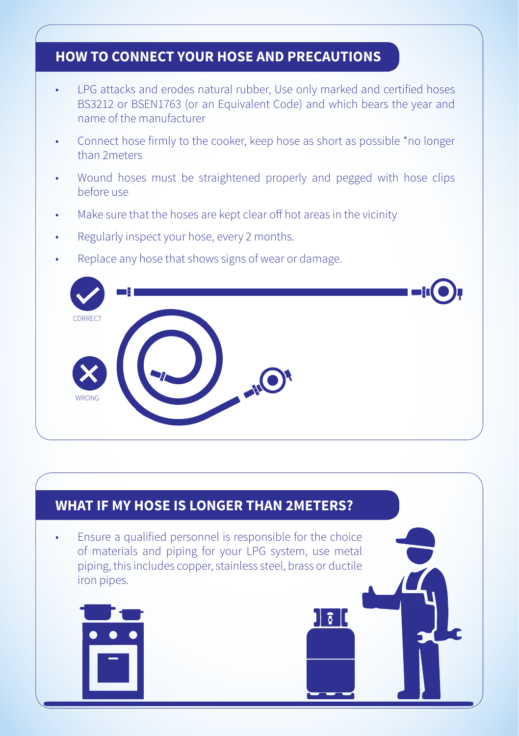## HOW TO CONNECT YOUR HOSE AND PRECAUTIONS

- LPG attacks and erodes natural rubber, Use only marked and certified hoses BS3212 or BSEN1763 (or an Equivalent Code) and which bears the year and name of the manufacturer
- Connect hose firmly to the cooker, keep hose as short as possible *no longer than 2meters
- Wound hoses must be straightened properly and pegged with hose clips before use
- Make sure that the hoses are kept clear off hot areas in the vicinity
- Regularly inspect your hose, every 2 months.
- Replace any hose that shows signs of wear or damage.

CORRECT

WRONG

## WHAT IF MY HOSE IS LONGER THAN 2METERS?

- Ensure a qualified personnel is responsible for the choice of materials and piping for your LPG system, use metal piping, this includes copper, stainless steel, brass or ductile iron pipes.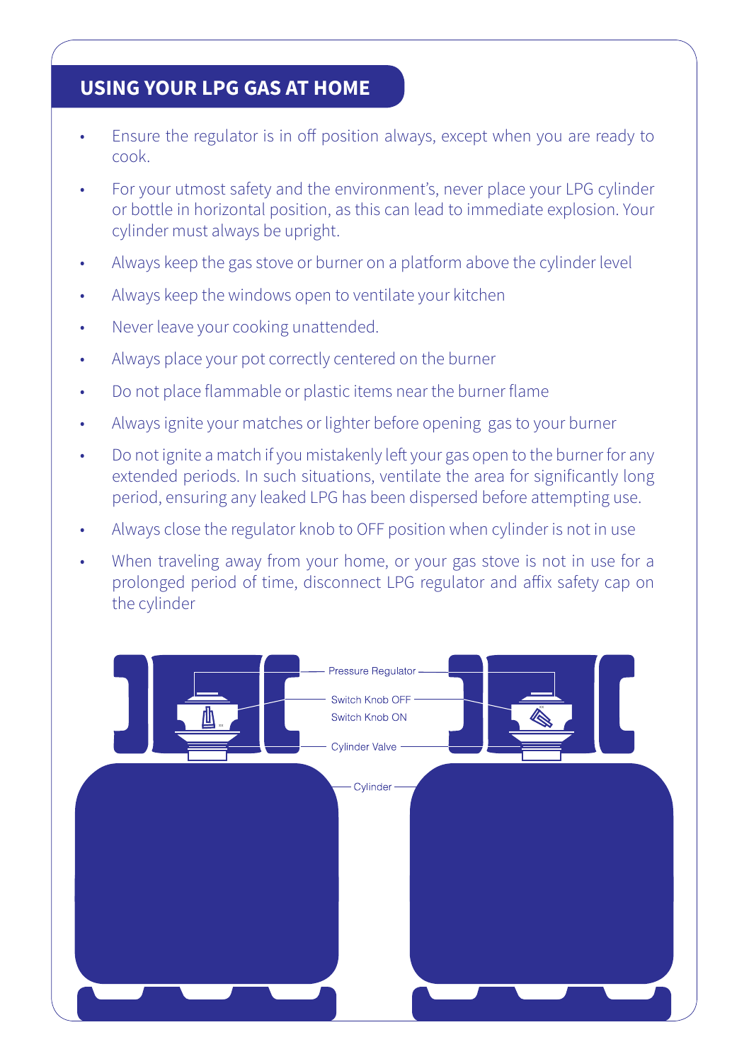## USING YOUR LPG GAS AT HOME

- Ensure the regulator is in off position always, except when you are ready to cook.
- For your utmost safety and the environment's, never place your LPG cylinder or bottle in horizontal position, as this can lead to immediate explosion. Your cylinder must always be upright.
- Always keep the gas stove or burner on a platform above the cylinder level
- Always keep the windows open to ventilate your kitchen
- Never leave your cooking unattended.
- Always place your pot correctly centered on the burner
- Do not place flammable or plastic items near the burner flame
- Always ignite your matches or lighter before opening gas to your burner
- Do not ignite a match if you mistakenly left your gas open to the burner for any extended periods. In such situations, ventilate the area for significantly long period, ensuring any leaked LPG has been dispersed before attempting use.
- Always close the regulator knob to OFF position when cylinder is not in use
- When traveling away from your home, or your gas stove is not in use for a prolonged period of time, disconnect LPG regulator and affix safety cap on the cylinder

Pressure Regulator

Switch Knob OFF

Switch Knob ON

Cylinder Valve

Cylinder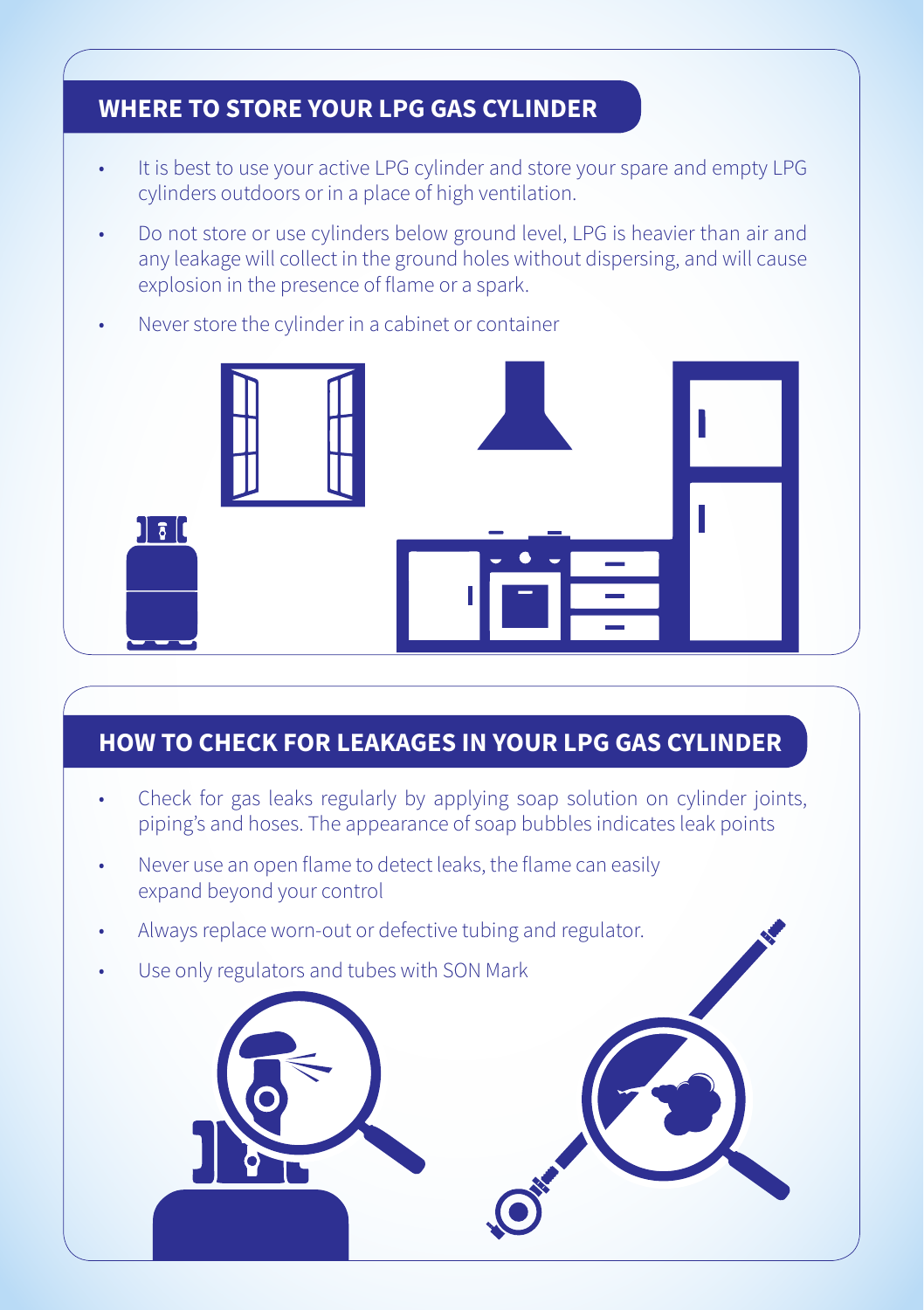## WHERE TO STORE YOUR LPG GAS CYLINDER

- It is best to use your active LPG cylinder and store your spare and empty LPG cylinders outdoors or in a place of high ventilation.
- Do not store or use cylinders below ground level, LPG is heavier than air and any leakage will collect in the ground holes without dispersing, and will cause explosion in the presence of flame or a spark.
- Never store the cylinder in a cabinet or container

## HOW TO CHECK FOR LEAKAGES IN YOUR LPG GAS CYLINDER

- Check for gas leaks regularly by applying soap solution on cylinder joints, piping's and hoses. The appearance of soap bubbles indicates leak points
- Never use an open flame to detect leaks, the flame can easily expand beyond your control
- Always replace worn-out or defective tubing and regulator.
- Use only regulators and tubes with SON Mark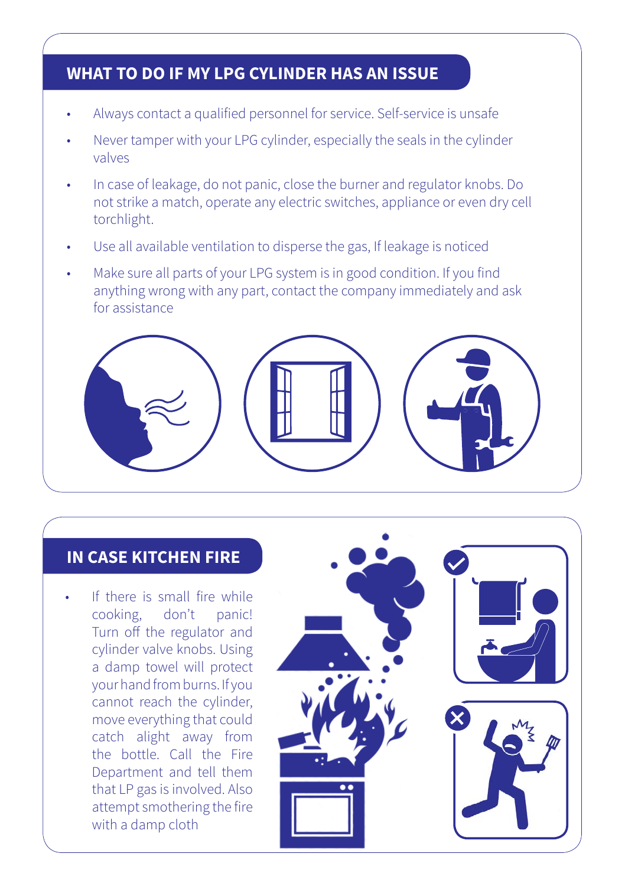## WHAT TO DO IF MY LPG CYLINDER HAS AN ISSUE

- Always contact a qualified personnel for service. Self-service is unsafe
- Never tamper with your LPG cylinder, especially the seals in the cylinder valves
- In case of leakage, do not panic, close the burner and regulator knobs. Do not strike a match, operate any electric switches, appliance or even dry cell torchlight.
- Use all available ventilation to disperse the gas, If leakage is noticed
- Make sure all parts of your LPG system is in good condition. If you find anything wrong with any part, contact the company immediately and ask for assistance

## IN CASE KITCHEN FIRE

- If there is small fire while cooking, don't panic! Turn off the regulator and cylinder valve knobs. Using a damp towel will protect your hand from burns. If you cannot reach the cylinder, move everything that could catch alight away from the bottle. Call the Fire Department and tell them that LP gas is involved. Also attempt smothering the fire with a damp cloth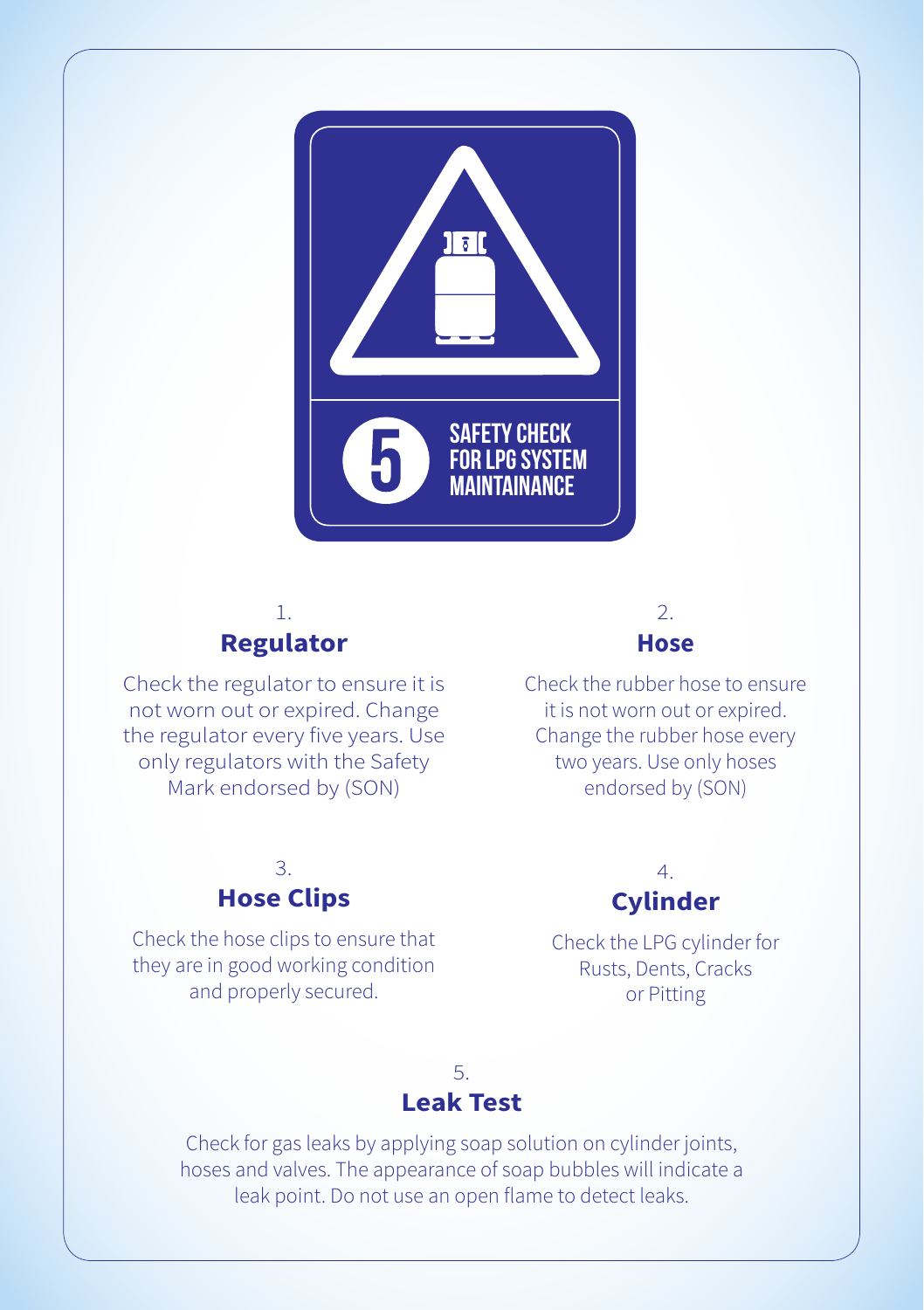# 5 SAFETY CHECK FOR LPG SYSTEM MAINTAINANCE

## 1. Regulator

Check the regulator to ensure it is not worn out or expired. Change the regulator every five years. Use only regulators with the Safety Mark endorsed by (SON)

## 2. Hose

Check the rubber hose to ensure it is not worn out or expired. Change the rubber hose every two years. Use only hoses endorsed by (SON)

## 3. Hose Clips

Check the hose clips to ensure that they are in good working condition and properly secured.

## 4. Cylinder

Check the LPG cylinder for Rusts, Dents, Cracks or Pitting

## 5. Leak Test

Check for gas leaks by applying soap solution on cylinder joints, hoses and valves. The appearance of soap bubbles will indicate a leak point. Do not use an open flame to detect leaks.